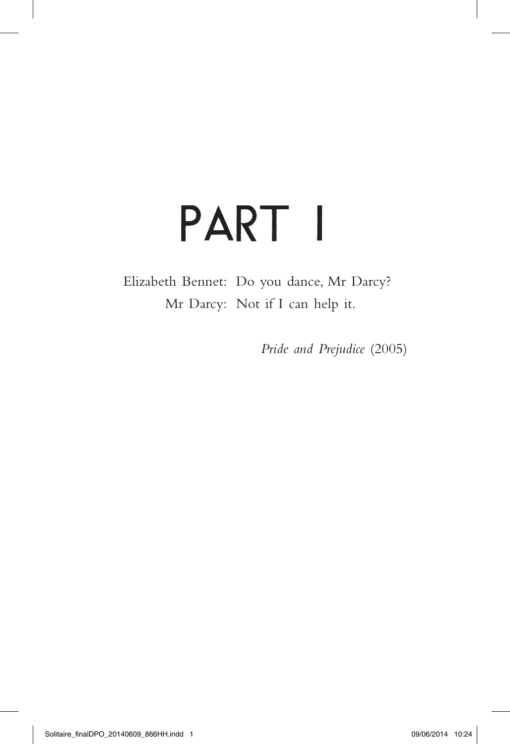# PART 1

Elizabeth Bennet: Do you dance, Mr Darcy?
Mr Darcy: Not if I can help it.

*Pride and Prejudice* (2005)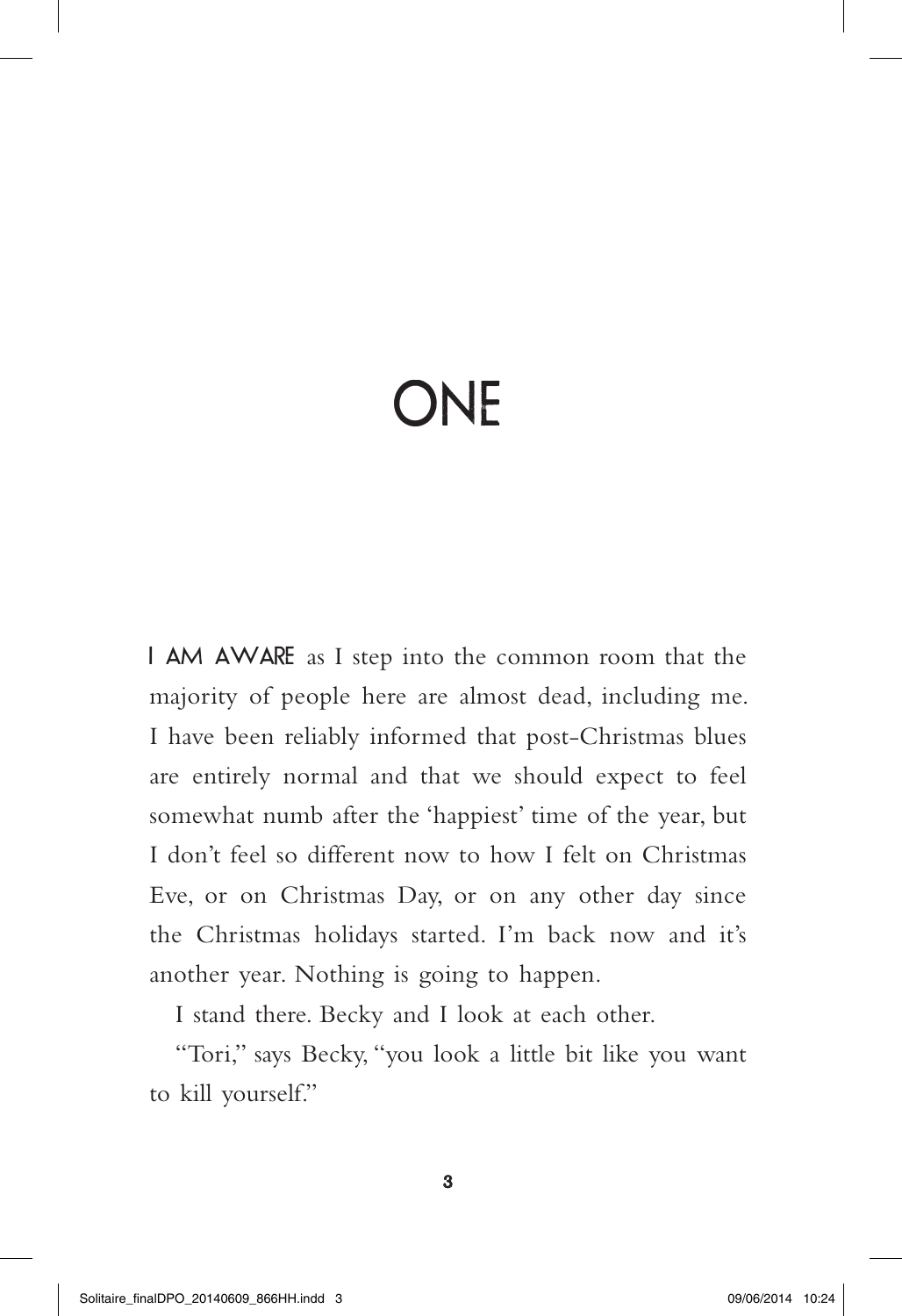# ONE

**I AM AWARE** as I step into the common room that the majority of people here are almost dead, including me. I have been reliably informed that post-Christmas blues are entirely normal and that we should expect to feel somewhat numb after the 'happiest' time of the year, but I don't feel so different now to how I felt on Christmas Eve, or on Christmas Day, or on any other day since the Christmas holidays started. I'm back now and it's another year. Nothing is going to happen.

I stand there. Becky and I look at each other.

"Tori," says Becky, "you look a little bit like you want to kill yourself."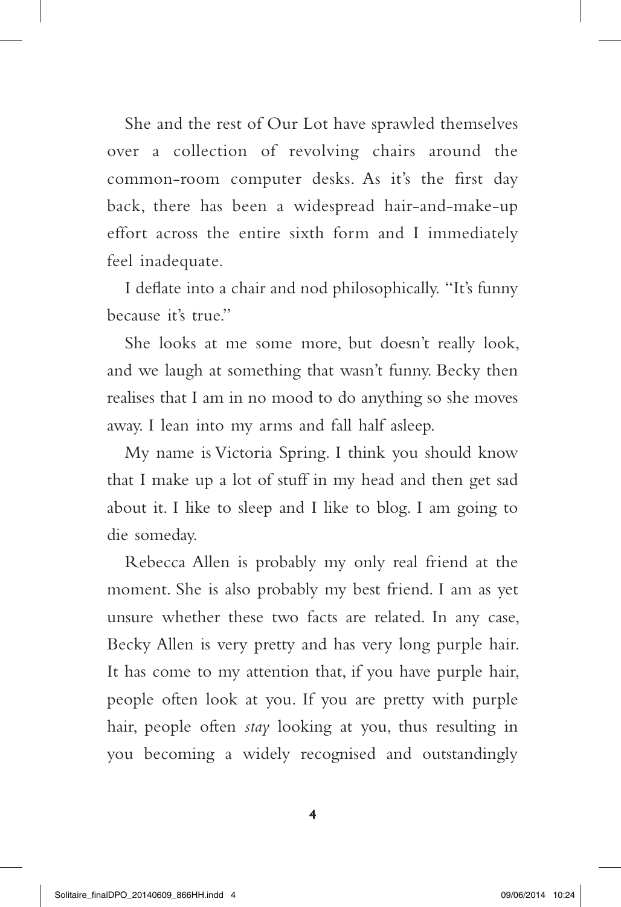She and the rest of Our Lot have sprawled themselves over a collection of revolving chairs around the common-room computer desks. As it's the first day back, there has been a widespread hair-and-make-up effort across the entire sixth form and I immediately feel inadequate.

I deflate into a chair and nod philosophically. "It's funny because it's true."

She looks at me some more, but doesn't really look, and we laugh at something that wasn't funny. Becky then realises that I am in no mood to do anything so she moves away. I lean into my arms and fall half asleep.

My name is Victoria Spring. I think you should know that I make up a lot of stuff in my head and then get sad about it. I like to sleep and I like to blog. I am going to die someday.

Rebecca Allen is probably my only real friend at the moment. She is also probably my best friend. I am as yet unsure whether these two facts are related. In any case, Becky Allen is very pretty and has very long purple hair. It has come to my attention that, if you have purple hair, people often look at you. If you are pretty with purple hair, people often *stay* looking at you, thus resulting in you becoming a widely recognised and outstandingly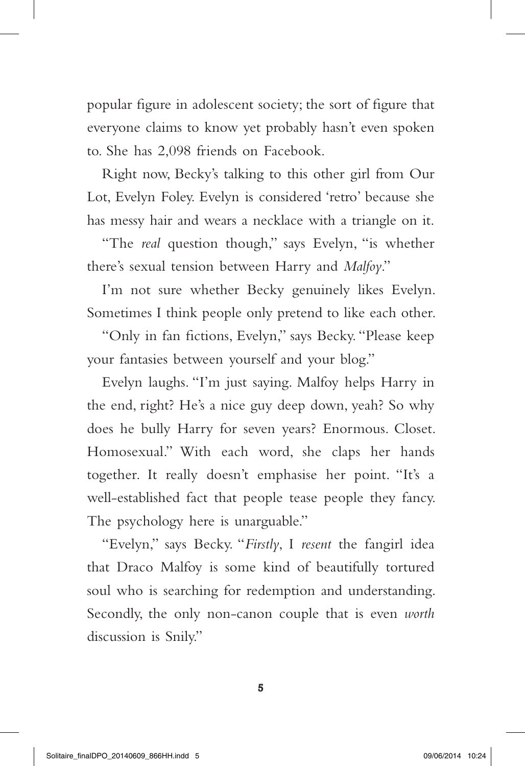popular figure in adolescent society; the sort of figure that everyone claims to know yet probably hasn't even spoken to. She has 2,098 friends on Facebook.

Right now, Becky's talking to this other girl from Our Lot, Evelyn Foley. Evelyn is considered 'retro' because she has messy hair and wears a necklace with a triangle on it.

"The *real* question though," says Evelyn, "is whether there's sexual tension between Harry and *Malfoy*."

I'm not sure whether Becky genuinely likes Evelyn. Sometimes I think people only pretend to like each other.

"Only in fan fictions, Evelyn," says Becky. "Please keep your fantasies between yourself and your blog."

Evelyn laughs. "I'm just saying. Malfoy helps Harry in the end, right? He's a nice guy deep down, yeah? So why does he bully Harry for seven years? Enormous. Closet. Homosexual." With each word, she claps her hands together. It really doesn't emphasise her point. "It's a well-established fact that people tease people they fancy. The psychology here is unarguable."

"Evelyn," says Becky. "*Firstly*, I *resent* the fangirl idea that Draco Malfoy is some kind of beautifully tortured soul who is searching for redemption and understanding. Secondly, the only non-canon couple that is even *worth* discussion is Snily."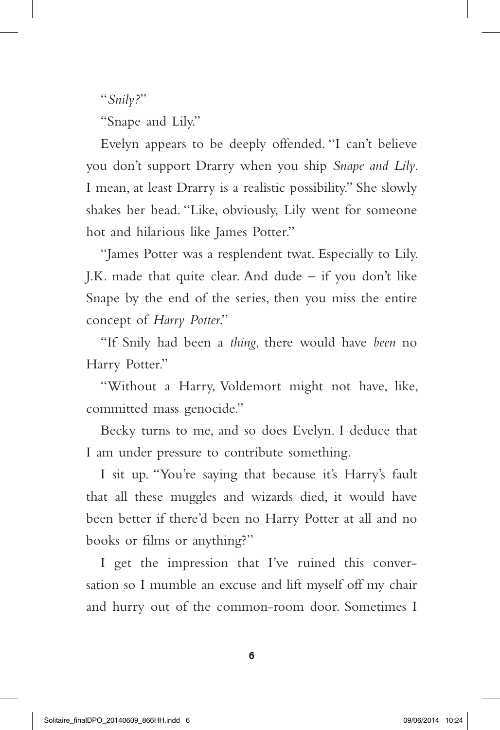"*Snily?*"

"Snape and Lily."

Evelyn appears to be deeply offended. "I can't believe you don't support Drarry when you ship *Snape and Lily*. I mean, at least Drarry is a realistic possibility." She slowly shakes her head. "Like, obviously, Lily went for someone hot and hilarious like James Potter."

"James Potter was a resplendent twat. Especially to Lily. J.K. made that quite clear. And dude – if you don't like Snape by the end of the series, then you miss the entire concept of *Harry Potter*."

"If Snily had been a *thing*, there would have *been* no Harry Potter."

"Without a Harry, Voldemort might not have, like, committed mass genocide."

Becky turns to me, and so does Evelyn. I deduce that I am under pressure to contribute something.

I sit up. "You're saying that because it's Harry's fault that all these muggles and wizards died, it would have been better if there'd been no Harry Potter at all and no books or films or anything?"

I get the impression that I've ruined this conversation so I mumble an excuse and lift myself off my chair and hurry out of the common-room door. Sometimes I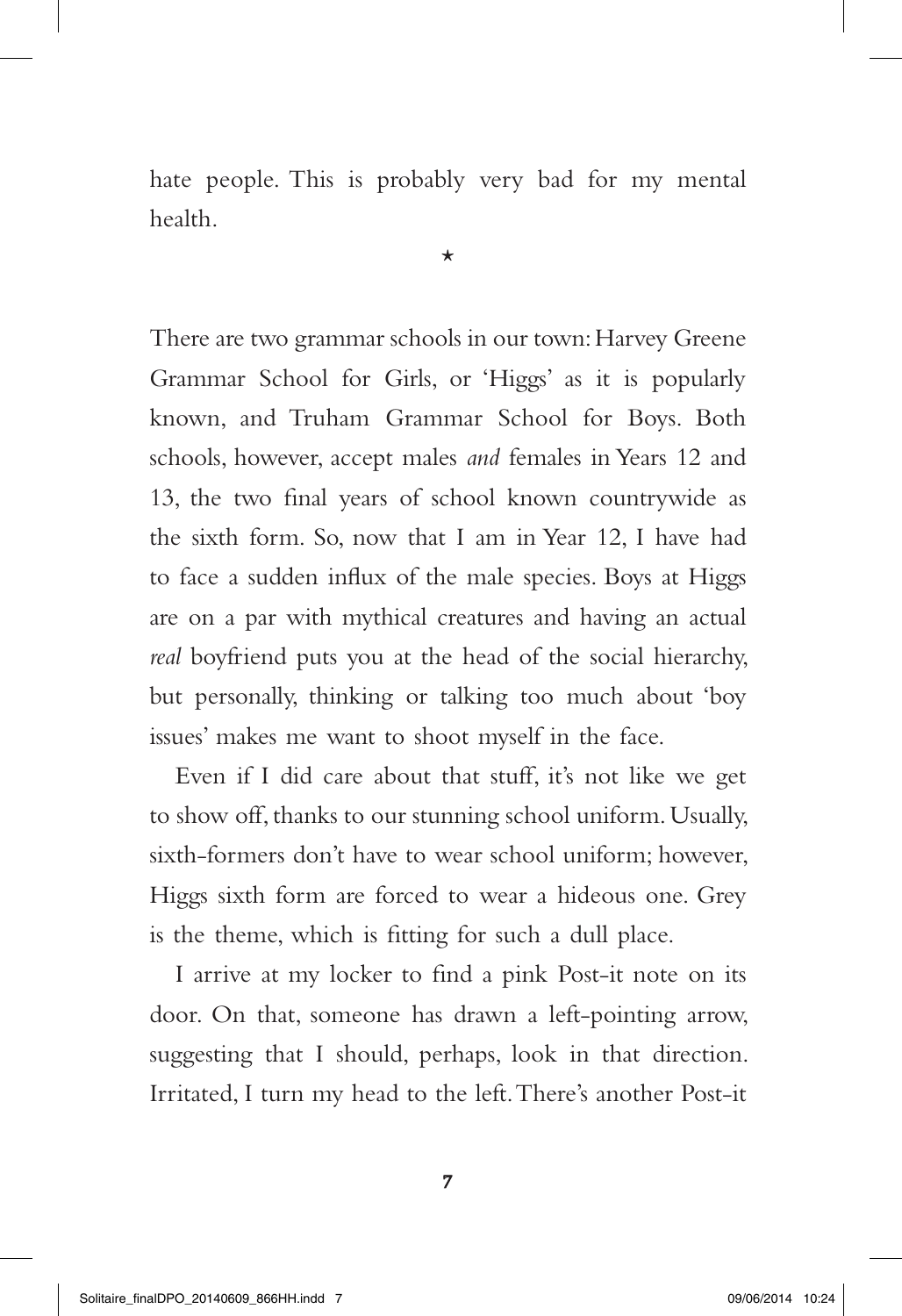hate people. This is probably very bad for my mental health.

*

There are two grammar schools in our town: Harvey Greene Grammar School for Girls, or 'Higgs' as it is popularly known, and Truham Grammar School for Boys. Both schools, however, accept males *and* females in Years 12 and 13, the two final years of school known countrywide as the sixth form. So, now that I am in Year 12, I have had to face a sudden influx of the male species. Boys at Higgs are on a par with mythical creatures and having an actual *real* boyfriend puts you at the head of the social hierarchy, but personally, thinking or talking too much about 'boy issues' makes me want to shoot myself in the face.

Even if I did care about that stuff, it's not like we get to show off, thanks to our stunning school uniform. Usually, sixth-formers don't have to wear school uniform; however, Higgs sixth form are forced to wear a hideous one. Grey is the theme, which is fitting for such a dull place.

I arrive at my locker to find a pink Post-it note on its door. On that, someone has drawn a left-pointing arrow, suggesting that I should, perhaps, look in that direction. Irritated, I turn my head to the left. There's another Post-it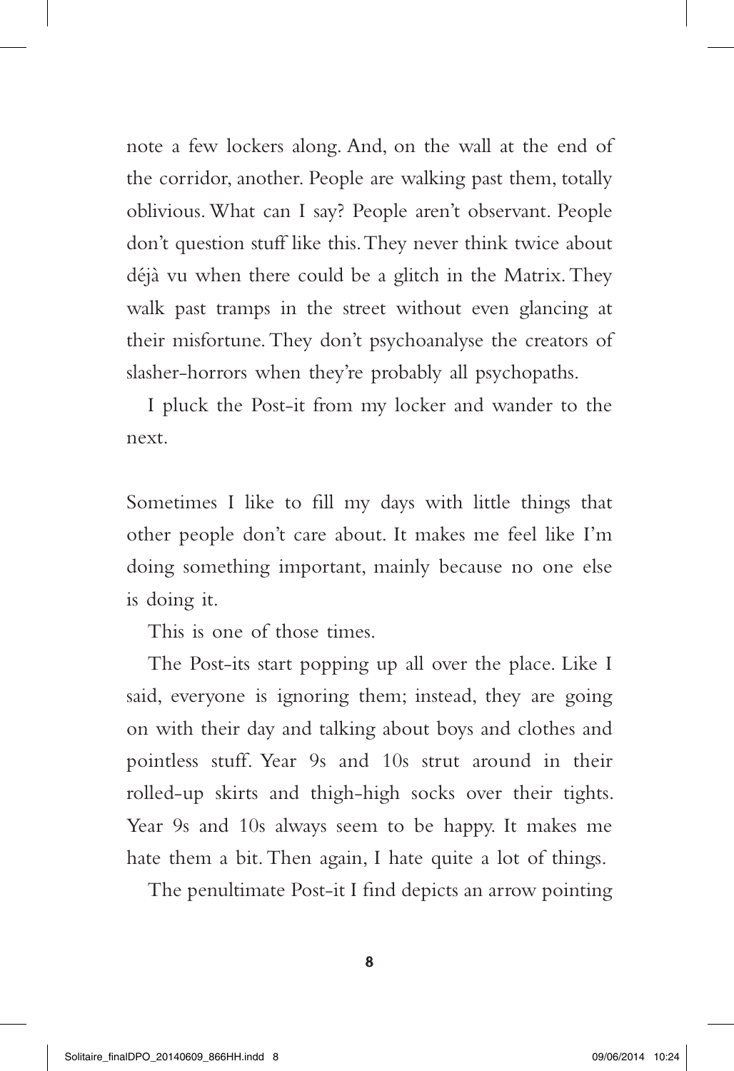note a few lockers along. And, on the wall at the end of the corridor, another. People are walking past them, totally oblivious. What can I say? People aren't observant. People don't question stuff like this. They never think twice about déjà vu when there could be a glitch in the Matrix. They walk past tramps in the street without even glancing at their misfortune. They don't psychoanalyse the creators of slasher-horrors when they're probably all psychopaths.

I pluck the Post-it from my locker and wander to the next.

Sometimes I like to fill my days with little things that other people don't care about. It makes me feel like I'm doing something important, mainly because no one else is doing it.

This is one of those times.

The Post-its start popping up all over the place. Like I said, everyone is ignoring them; instead, they are going on with their day and talking about boys and clothes and pointless stuff. Year 9s and 10s strut around in their rolled-up skirts and thigh-high socks over their tights. Year 9s and 10s always seem to be happy. It makes me hate them a bit. Then again, I hate quite a lot of things.

The penultimate Post-it I find depicts an arrow pointing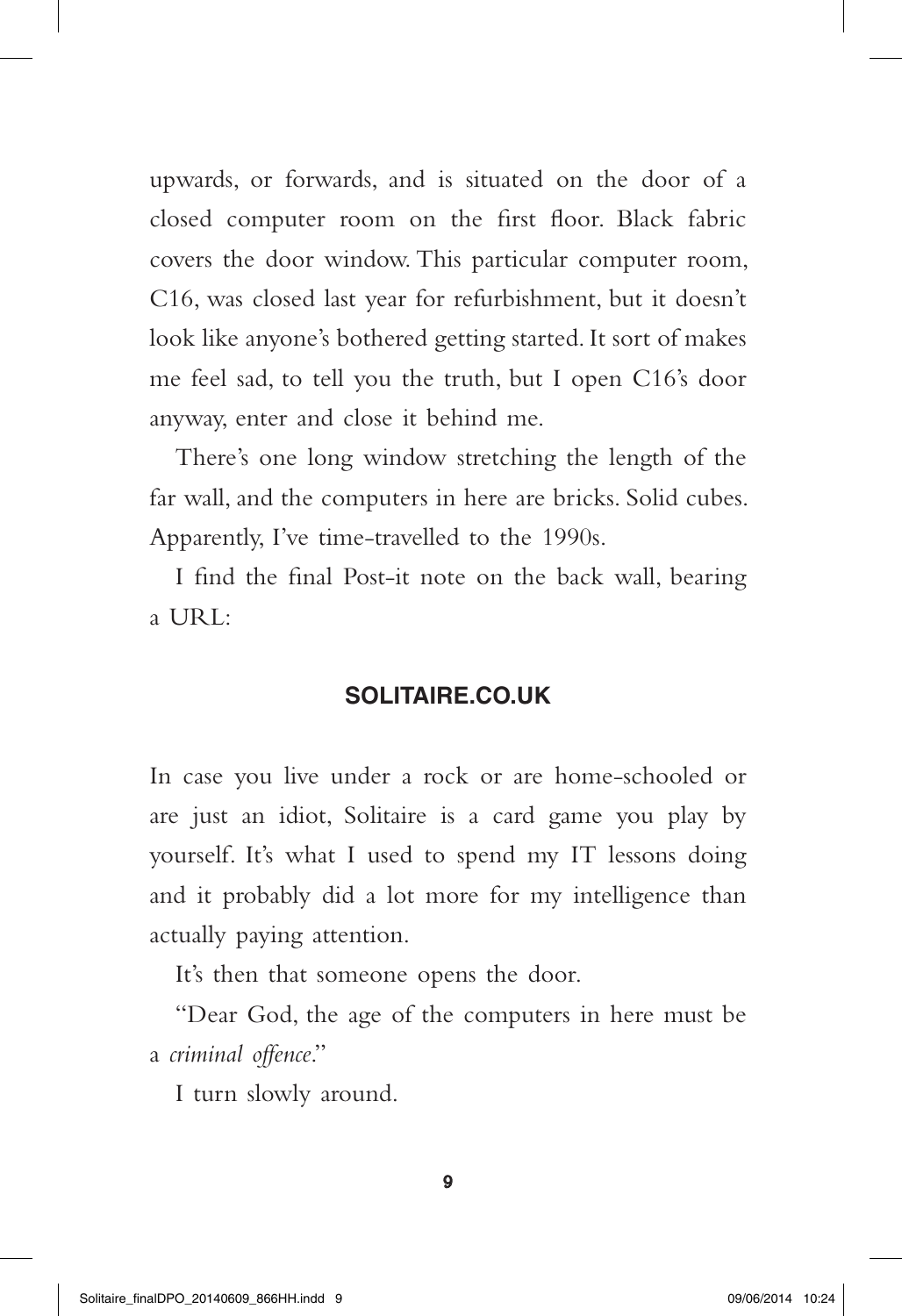upwards, or forwards, and is situated on the door of a closed computer room on the first floor. Black fabric covers the door window. This particular computer room, C16, was closed last year for refurbishment, but it doesn't look like anyone's bothered getting started. It sort of makes me feel sad, to tell you the truth, but I open C16's door anyway, enter and close it behind me.

There's one long window stretching the length of the far wall, and the computers in here are bricks. Solid cubes. Apparently, I've time-travelled to the 1990s.

I find the final Post-it note on the back wall, bearing a URL:

**SOLITAIRE.CO.UK**

In case you live under a rock or are home-schooled or are just an idiot, Solitaire is a card game you play by yourself. It's what I used to spend my IT lessons doing and it probably did a lot more for my intelligence than actually paying attention.

It's then that someone opens the door.

"Dear God, the age of the computers in here must be a *criminal offence*."

I turn slowly around.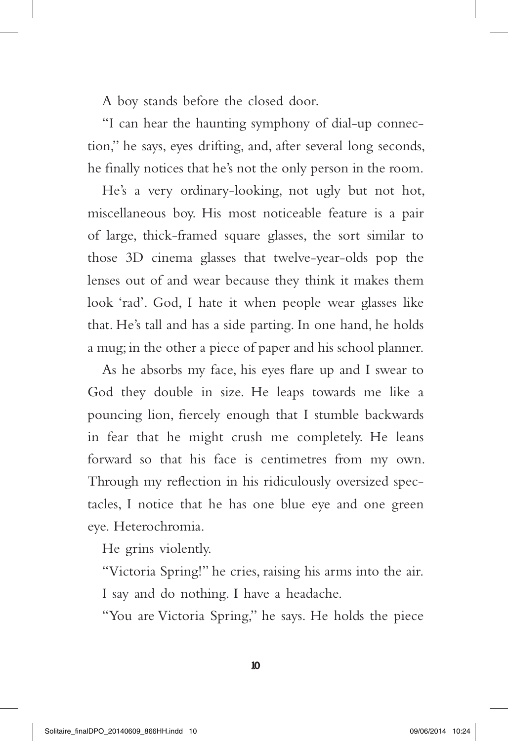A boy stands before the closed door.

"I can hear the haunting symphony of dial-up connection," he says, eyes drifting, and, after several long seconds, he finally notices that he's not the only person in the room.

He's a very ordinary-looking, not ugly but not hot, miscellaneous boy. His most noticeable feature is a pair of large, thick-framed square glasses, the sort similar to those 3D cinema glasses that twelve-year-olds pop the lenses out of and wear because they think it makes them look 'rad'. God, I hate it when people wear glasses like that. He's tall and has a side parting. In one hand, he holds a mug; in the other a piece of paper and his school planner.

As he absorbs my face, his eyes flare up and I swear to God they double in size. He leaps towards me like a pouncing lion, fiercely enough that I stumble backwards in fear that he might crush me completely. He leans forward so that his face is centimetres from my own. Through my reflection in his ridiculously oversized spectacles, I notice that he has one blue eye and one green eye. Heterochromia.

He grins violently.

"Victoria Spring!" he cries, raising his arms into the air.

I say and do nothing. I have a headache.

"You are Victoria Spring," he says. He holds the piece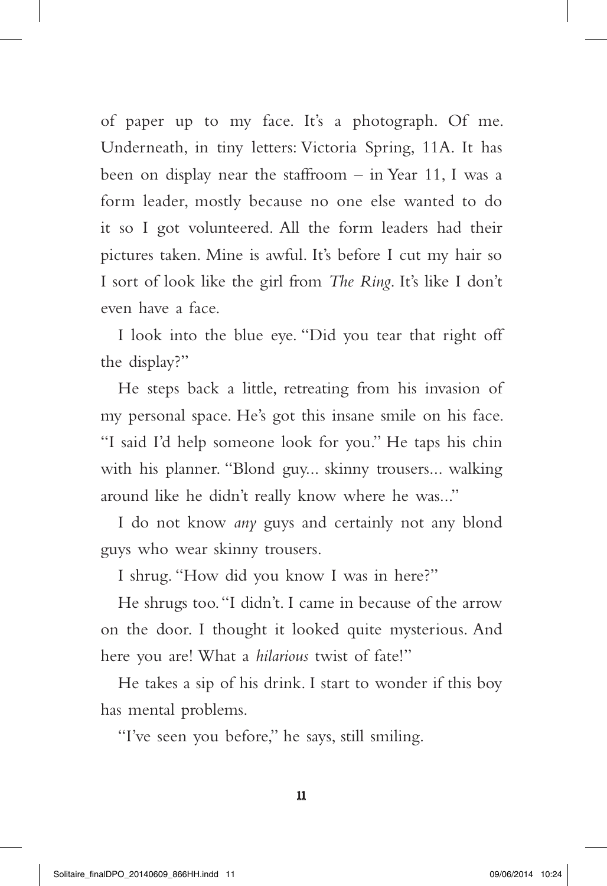of paper up to my face. It's a photograph. Of me. Underneath, in tiny letters: Victoria Spring, 11A. It has been on display near the staffroom – in Year 11, I was a form leader, mostly because no one else wanted to do it so I got volunteered. All the form leaders had their pictures taken. Mine is awful. It's before I cut my hair so I sort of look like the girl from *The Ring*. It's like I don't even have a face.

I look into the blue eye. "Did you tear that right off the display?"

He steps back a little, retreating from his invasion of my personal space. He's got this insane smile on his face. "I said I'd help someone look for you." He taps his chin with his planner. "Blond guy... skinny trousers... walking around like he didn't really know where he was..."

I do not know *any* guys and certainly not any blond guys who wear skinny trousers.

I shrug. "How did you know I was in here?"

He shrugs too. "I didn't. I came in because of the arrow on the door. I thought it looked quite mysterious. And here you are! What a *hilarious* twist of fate!"

He takes a sip of his drink. I start to wonder if this boy has mental problems.

"I've seen you before," he says, still smiling.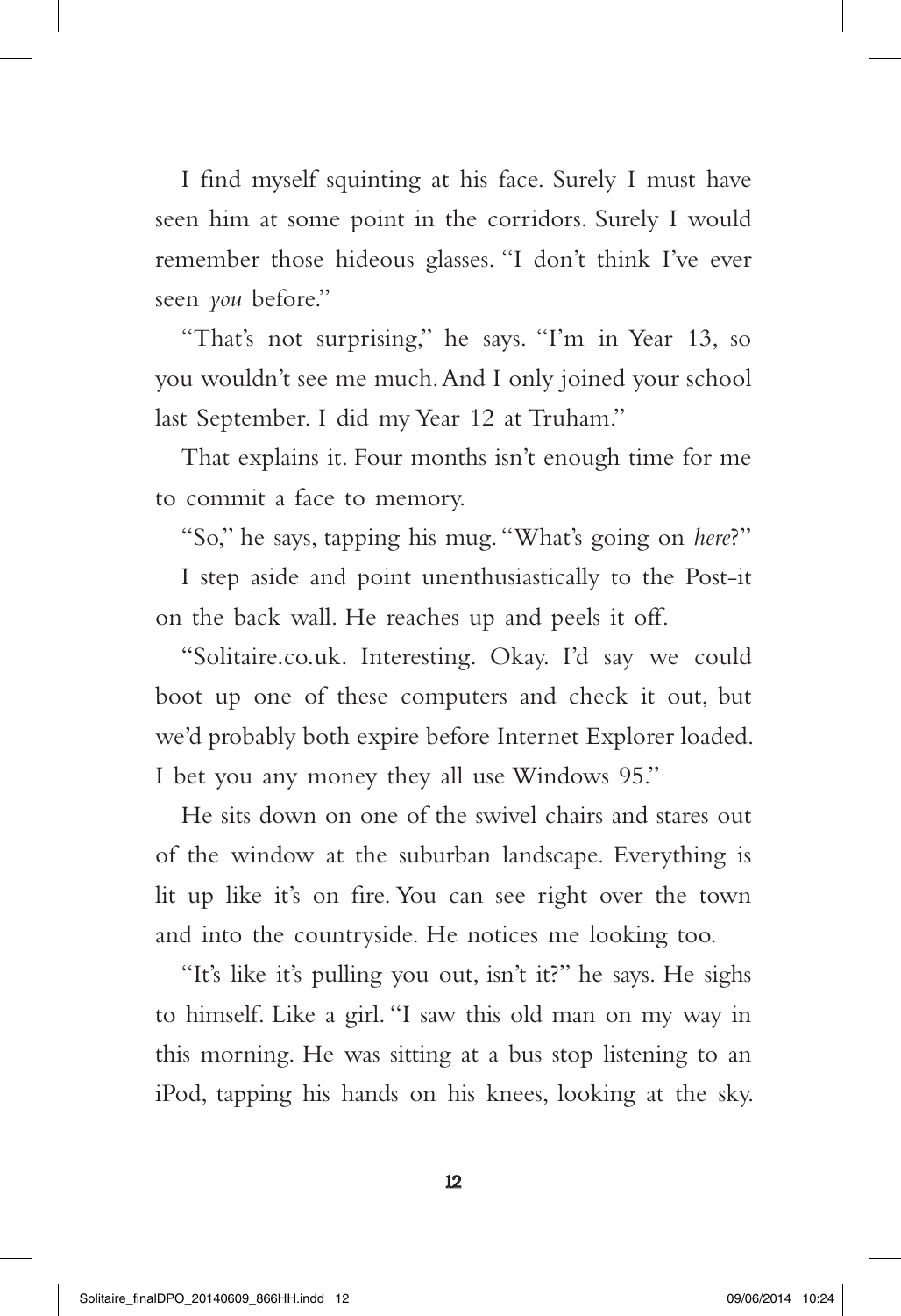I find myself squinting at his face. Surely I must have seen him at some point in the corridors. Surely I would remember those hideous glasses. "I don't think I've ever seen *you* before."

"That's not surprising," he says. "I'm in Year 13, so you wouldn't see me much. And I only joined your school last September. I did my Year 12 at Truham."

That explains it. Four months isn't enough time for me to commit a face to memory.

"So," he says, tapping his mug. "What's going on *here*?"

I step aside and point unenthusiastically to the Post-it on the back wall. He reaches up and peels it off.

"Solitaire.co.uk. Interesting. Okay. I'd say we could boot up one of these computers and check it out, but we'd probably both expire before Internet Explorer loaded. I bet you any money they all use Windows 95."

He sits down on one of the swivel chairs and stares out of the window at the suburban landscape. Everything is lit up like it's on fire. You can see right over the town and into the countryside. He notices me looking too.

"It's like it's pulling you out, isn't it?" he says. He sighs to himself. Like a girl. "I saw this old man on my way in this morning. He was sitting at a bus stop listening to an iPod, tapping his hands on his knees, looking at the sky.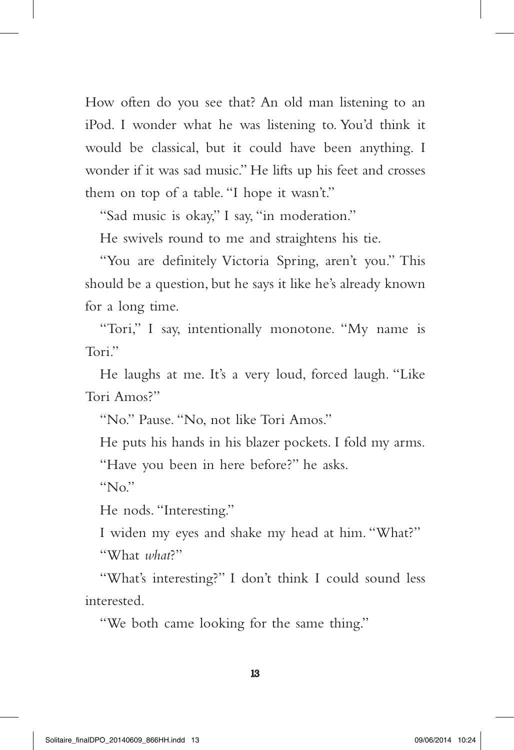How often do you see that? An old man listening to an iPod. I wonder what he was listening to. You'd think it would be classical, but it could have been anything. I wonder if it was sad music." He lifts up his feet and crosses them on top of a table. "I hope it wasn't."

"Sad music is okay," I say, "in moderation."

He swivels round to me and straightens his tie.

"You are definitely Victoria Spring, aren't you." This should be a question, but he says it like he's already known for a long time.

"Tori," I say, intentionally monotone. "My name is Tori."

He laughs at me. It's a very loud, forced laugh. "Like Tori Amos?"

"No." Pause. "No, not like Tori Amos."

He puts his hands in his blazer pockets. I fold my arms.

"Have you been in here before?" he asks.

"No."

He nods. "Interesting."

I widen my eyes and shake my head at him. "What?"

"What *what*?"

"What's interesting?" I don't think I could sound less interested.

"We both came looking for the same thing."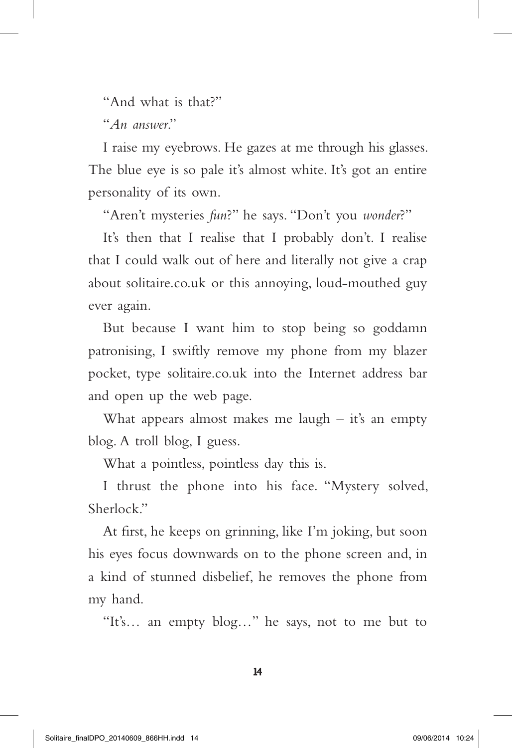"And what is that?"

"*An answer*."

I raise my eyebrows. He gazes at me through his glasses. The blue eye is so pale it's almost white. It's got an entire personality of its own.

"Aren't mysteries *fun*?" he says. "Don't you *wonder*?"

It's then that I realise that I probably don't. I realise that I could walk out of here and literally not give a crap about solitaire.co.uk or this annoying, loud-mouthed guy ever again.

But because I want him to stop being so goddamn patronising, I swiftly remove my phone from my blazer pocket, type solitaire.co.uk into the Internet address bar and open up the web page.

What appears almost makes me laugh – it's an empty blog. A troll blog, I guess.

What a pointless, pointless day this is.

I thrust the phone into his face. "Mystery solved, Sherlock."

At first, he keeps on grinning, like I'm joking, but soon his eyes focus downwards on to the phone screen and, in a kind of stunned disbelief, he removes the phone from my hand.

"It's… an empty blog…" he says, not to me but to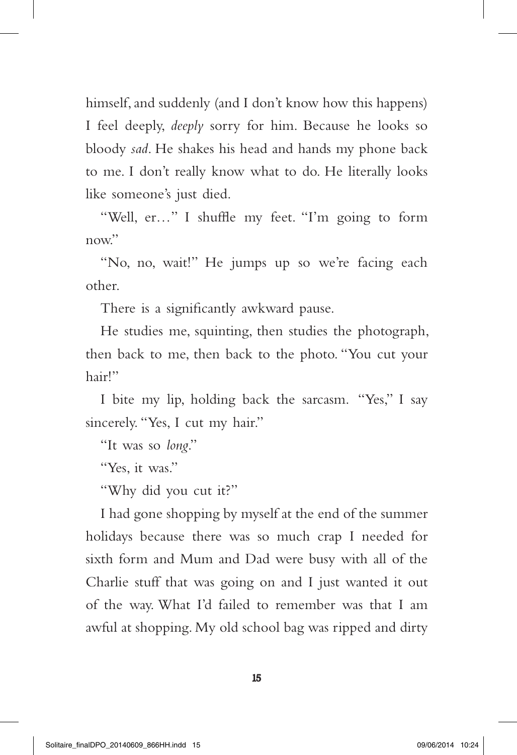himself, and suddenly (and I don't know how this happens) I feel deeply, *deeply* sorry for him. Because he looks so bloody *sad*. He shakes his head and hands my phone back to me. I don't really know what to do. He literally looks like someone's just died.

"Well, er…" I shuffle my feet. "I'm going to form now."

"No, no, wait!" He jumps up so we're facing each other.

There is a significantly awkward pause.

He studies me, squinting, then studies the photograph, then back to me, then back to the photo. "You cut your hair!"

I bite my lip, holding back the sarcasm. "Yes," I say sincerely. "Yes, I cut my hair."

"It was so *long*."

"Yes, it was."

"Why did you cut it?"

I had gone shopping by myself at the end of the summer holidays because there was so much crap I needed for sixth form and Mum and Dad were busy with all of the Charlie stuff that was going on and I just wanted it out of the way. What I'd failed to remember was that I am awful at shopping. My old school bag was ripped and dirty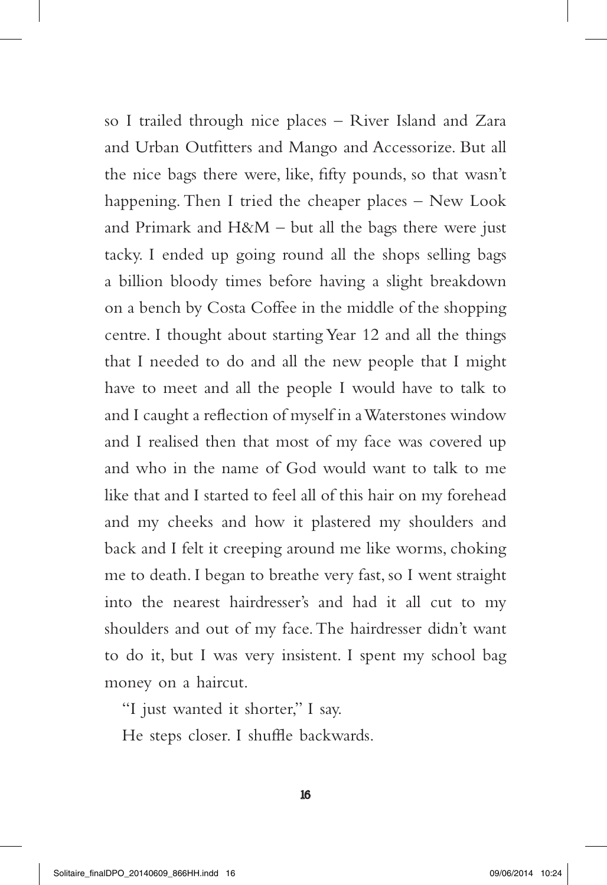so I trailed through nice places – River Island and Zara and Urban Outfitters and Mango and Accessorize. But all the nice bags there were, like, fifty pounds, so that wasn't happening. Then I tried the cheaper places – New Look and Primark and H&M – but all the bags there were just tacky. I ended up going round all the shops selling bags a billion bloody times before having a slight breakdown on a bench by Costa Coffee in the middle of the shopping centre. I thought about starting Year 12 and all the things that I needed to do and all the new people that I might have to meet and all the people I would have to talk to and I caught a reflection of myself in a Waterstones window and I realised then that most of my face was covered up and who in the name of God would want to talk to me like that and I started to feel all of this hair on my forehead and my cheeks and how it plastered my shoulders and back and I felt it creeping around me like worms, choking me to death. I began to breathe very fast, so I went straight into the nearest hairdresser's and had it all cut to my shoulders and out of my face. The hairdresser didn't want to do it, but I was very insistent. I spent my school bag money on a haircut.

"I just wanted it shorter," I say.

He steps closer. I shuffle backwards.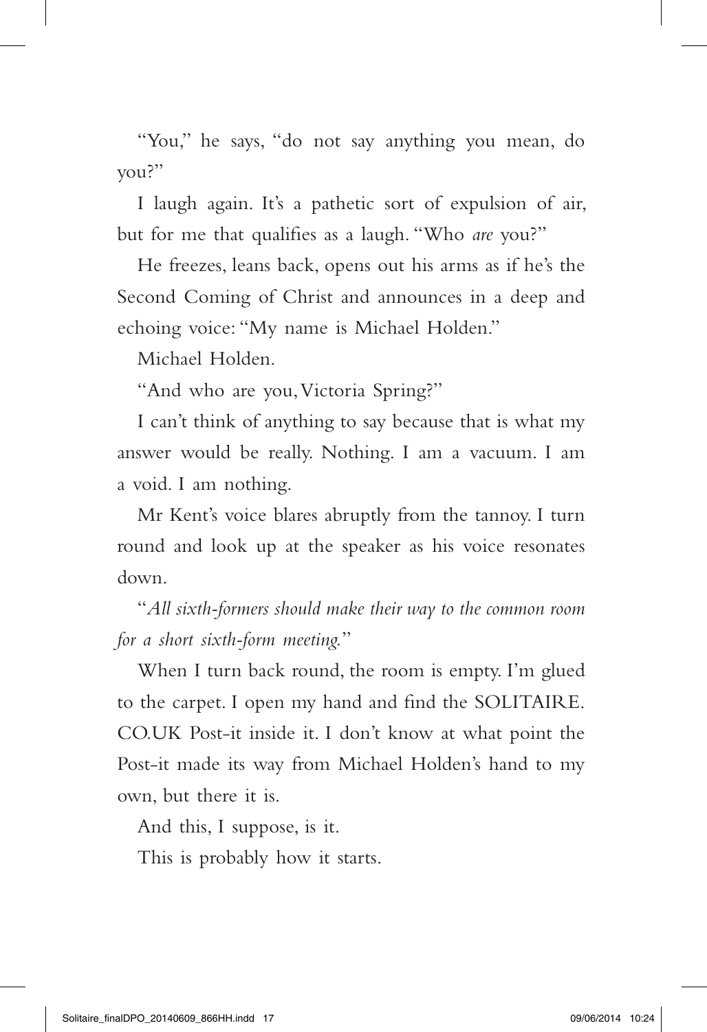"You," he says, "do not say anything you mean, do you?"

I laugh again. It's a pathetic sort of expulsion of air, but for me that qualifies as a laugh. "Who *are* you?"

He freezes, leans back, opens out his arms as if he's the Second Coming of Christ and announces in a deep and echoing voice: "My name is Michael Holden."

Michael Holden.

"And who are you, Victoria Spring?"

I can't think of anything to say because that is what my answer would be really. Nothing. I am a vacuum. I am a void. I am nothing.

Mr Kent's voice blares abruptly from the tannoy. I turn round and look up at the speaker as his voice resonates down.

"*All sixth-formers should make their way to the common room for a short sixth-form meeting.*"

When I turn back round, the room is empty. I'm glued to the carpet. I open my hand and find the SOLITAIRE.CO.UK Post-it inside it. I don't know at what point the Post-it made its way from Michael Holden's hand to my own, but there it is.

And this, I suppose, is it.

This is probably how it starts.